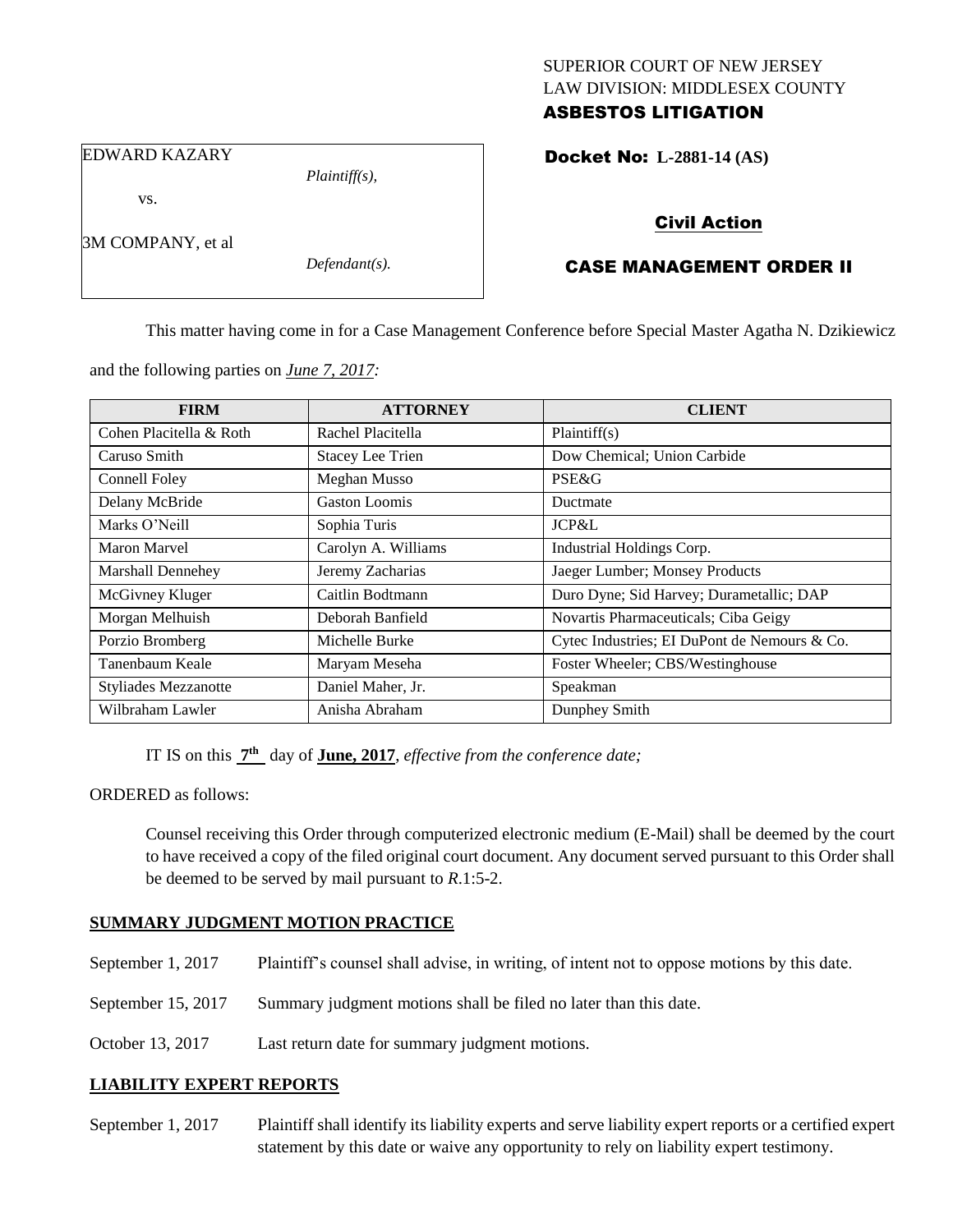SUPERIOR COURT OF NEW JERSEY
LAW DIVISION: MIDDLESEX COUNTY
**ASBESTOS LITIGATION**

EDWARD KAZARY
*Plaintiff(s),*

vs.

3M COMPANY, et al
*Defendant(s).*

**Docket No: L-2881-14 (AS)**

**Civil Action**

**CASE MANAGEMENT ORDER II**

This matter having come in for a Case Management Conference before Special Master Agatha N. Dzikiewicz and the following parties on *June 7, 2017:*

| FIRM | ATTORNEY | CLIENT |
|---|---|---|
| Cohen Placitella & Roth | Rachel Placitella | Plaintiff(s) |
| Caruso Smith | Stacey Lee Trien | Dow Chemical; Union Carbide |
| Connell Foley | Meghan Musso | PSE&G |
| Delany McBride | Gaston Loomis | Ductmate |
| Marks O'Neill | Sophia Turis | JCP&L |
| Maron Marvel | Carolyn A. Williams | Industrial Holdings Corp. |
| Marshall Dennehey | Jeremy Zacharias | Jaeger Lumber; Monsey Products |
| McGivney Kluger | Caitlin Bodtmann | Duro Dyne; Sid Harvey; Durametallic; DAP |
| Morgan Melhuish | Deborah Banfield | Novartis Pharmaceuticals; Ciba Geigy |
| Porzio Bromberg | Michelle Burke | Cytec Industries; EI DuPont de Nemours & Co. |
| Tanenbaum Keale | Maryam Meseha | Foster Wheeler; CBS/Westinghouse |
| Styliades Mezzanotte | Daniel Maher, Jr. | Speakman |
| Wilbraham Lawler | Anisha Abraham | Dunphey Smith |

IT IS on this **7th** day of **June, 2017**, *effective from the conference date;*

ORDERED as follows:

Counsel receiving this Order through computerized electronic medium (E-Mail) shall be deemed by the court to have received a copy of the filed original court document. Any document served pursuant to this Order shall be deemed to be served by mail pursuant to *R*.1:5-2.

**SUMMARY JUDGMENT MOTION PRACTICE**

September 1, 2017 Plaintiff's counsel shall advise, in writing, of intent not to oppose motions by this date.

September 15, 2017 Summary judgment motions shall be filed no later than this date.

October 13, 2017 Last return date for summary judgment motions.

**LIABILITY EXPERT REPORTS**

September 1, 2017 Plaintiff shall identify its liability experts and serve liability expert reports or a certified expert statement by this date or waive any opportunity to rely on liability expert testimony.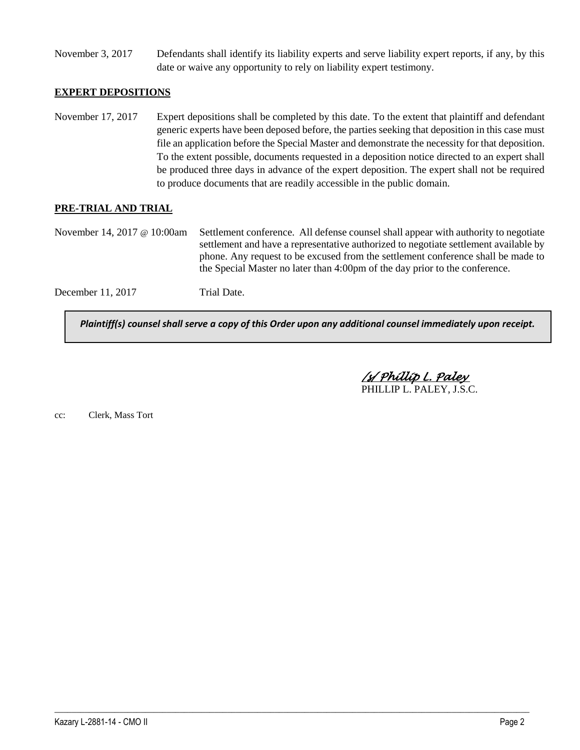November 3, 2017 Defendants shall identify its liability experts and serve liability expert reports, if any, by this date or waive any opportunity to rely on liability expert testimony.

## EXPERT DEPOSITIONS

November 17, 2017 Expert depositions shall be completed by this date. To the extent that plaintiff and defendant generic experts have been deposed before, the parties seeking that deposition in this case must file an application before the Special Master and demonstrate the necessity for that deposition. To the extent possible, documents requested in a deposition notice directed to an expert shall be produced three days in advance of the expert deposition. The expert shall not be required to produce documents that are readily accessible in the public domain.

## PRE-TRIAL AND TRIAL

November 14, 2017 @ 10:00am Settlement conference. All defense counsel shall appear with authority to negotiate settlement and have a representative authorized to negotiate settlement available by phone. Any request to be excused from the settlement conference shall be made to the Special Master no later than 4:00pm of the day prior to the conference.

December 11, 2017 Trial Date.

***Plaintiff(s) counsel shall serve a copy of this Order upon any additional counsel immediately upon receipt.***

*/s/ Phillip L. Paley*
PHILLIP L. PALEY, J.S.C.

cc: Clerk, Mass Tort